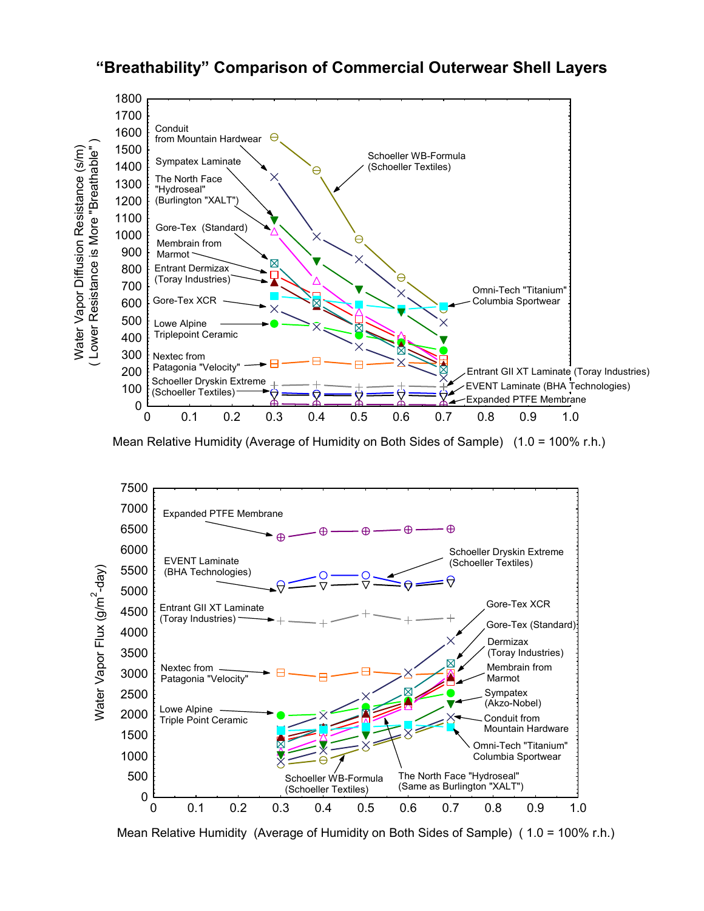# "Breathability" Comparison of Commercial Outerwear Shell Layers

Water Vapor Diffusion Resistance (s/m) ( Lower Resistance is More "Breathable" )

Conduit from Mountain Hardwear

Sympatex Laminate

The North Face "Hydroseal" (Burlington "XALT")

Gore-Tex (Standard)

Membrane from Marmot

Entrant Dermizax (Toray Industries)

Gore-Tex XCR

Lowe Alpine Triplepoint Ceramic

Nextec from Patagonia "Velocity"

Schoeller Dryskin Extreme (Schoeller Textiles)

Schoeller WB-Formula (Schoeller Textiles)

Omni-Tech "Titanium" Columbia Sportwear

Entrant GII XT Laminate (Toray Industries)

EVENT Laminate (BHA Technologies)

Expanded PTFE Membrane

Mean Relative Humidity (Average of Humidity on Both Sides of Sample) (1.0 = 100% r.h.)

Water Vapor Flux ($g/m^2$-day)

Expanded PTFE Membrane

EVENT Laminate (BHA Technologies)

Schoeller Dryskin Extreme (Schoeller Textiles)

Entrant GII XT Laminate (Toray Industries)

Gore-Tex XCR

Gore-Tex (Standard)

Dermizax (Toray Industries)

Membrane from Marmot

Sympatex (Akzo-Nobel)

Conduit from Mountain Hardware

Omni-Tech "Titanium" Columbia Sportwear

Nextec from Patagonia "Velocity"

Lowe Alpine Triple Point Ceramic

Schoeller WB-Formula (Schoeller Textiles)

The North Face "Hydroseal" (Same as Burlington "XALT")

Mean Relative Humidity (Average of Humidity on Both Sides of Sample) ( 1.0 = 100% r.h.)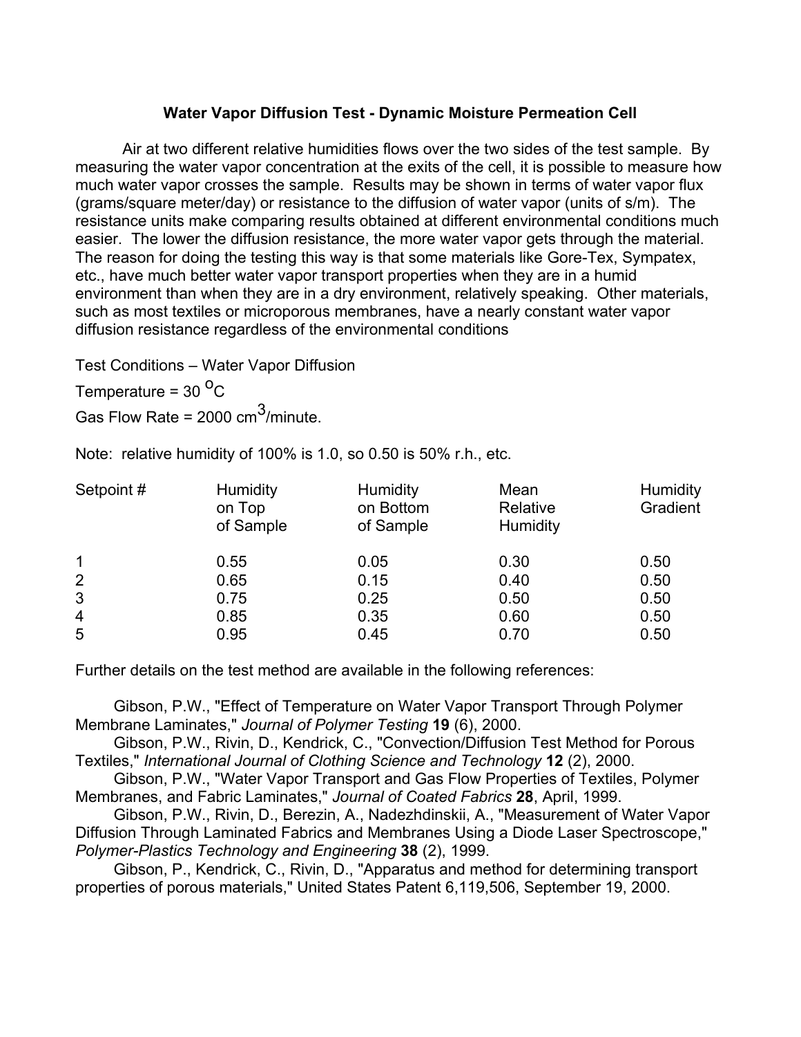## Water Vapor Diffusion Test - Dynamic Moisture Permeation Cell

Air at two different relative humidities flows over the two sides of the test sample. By measuring the water vapor concentration at the exits of the cell, it is possible to measure how much water vapor crosses the sample. Results may be shown in terms of water vapor flux (grams/square meter/day) or resistance to the diffusion of water vapor (units of s/m). The resistance units make comparing results obtained at different environmental conditions much easier. The lower the diffusion resistance, the more water vapor gets through the material. The reason for doing the testing this way is that some materials like Gore-Tex, Sympatex, etc., have much better water vapor transport properties when they are in a humid environment than when they are in a dry environment, relatively speaking. Other materials, such as most textiles or microporous membranes, have a nearly constant water vapor diffusion resistance regardless of the environmental conditions

Test Conditions – Water Vapor Diffusion

Temperature = 30 $^{o}$C

Gas Flow Rate = 2000 cm$^{3}$/minute.

Note: relative humidity of 100% is 1.0, so 0.50 is 50% r.h., etc.

| Setpoint # | Humidity on Top of Sample | Humidity on Bottom of Sample | Mean Relative Humidity | Humidity Gradient |
|---|---|---|---|---|
| 1 | 0.55 | 0.05 | 0.30 | 0.50 |
| 2 | 0.65 | 0.15 | 0.40 | 0.50 |
| 3 | 0.75 | 0.25 | 0.50 | 0.50 |
| 4 | 0.85 | 0.35 | 0.60 | 0.50 |
| 5 | 0.95 | 0.45 | 0.70 | 0.50 |

Further details on the test method are available in the following references:

Gibson, P.W., "Effect of Temperature on Water Vapor Transport Through Polymer Membrane Laminates," *Journal of Polymer Testing* **19** (6), 2000.

Gibson, P.W., Rivin, D., Kendrick, C., "Convection/Diffusion Test Method for Porous Textiles," *International Journal of Clothing Science and Technology* **12** (2), 2000.

Gibson, P.W., "Water Vapor Transport and Gas Flow Properties of Textiles, Polymer Membranes, and Fabric Laminates," *Journal of Coated Fabrics* **28**, April, 1999.

Gibson, P.W., Rivin, D., Berezin, A., Nadezhdinskii, A., "Measurement of Water Vapor Diffusion Through Laminated Fabrics and Membranes Using a Diode Laser Spectroscope," *Polymer-Plastics Technology and Engineering* **38** (2), 1999.

Gibson, P., Kendrick, C., Rivin, D., "Apparatus and method for determining transport properties of porous materials," United States Patent 6,119,506, September 19, 2000.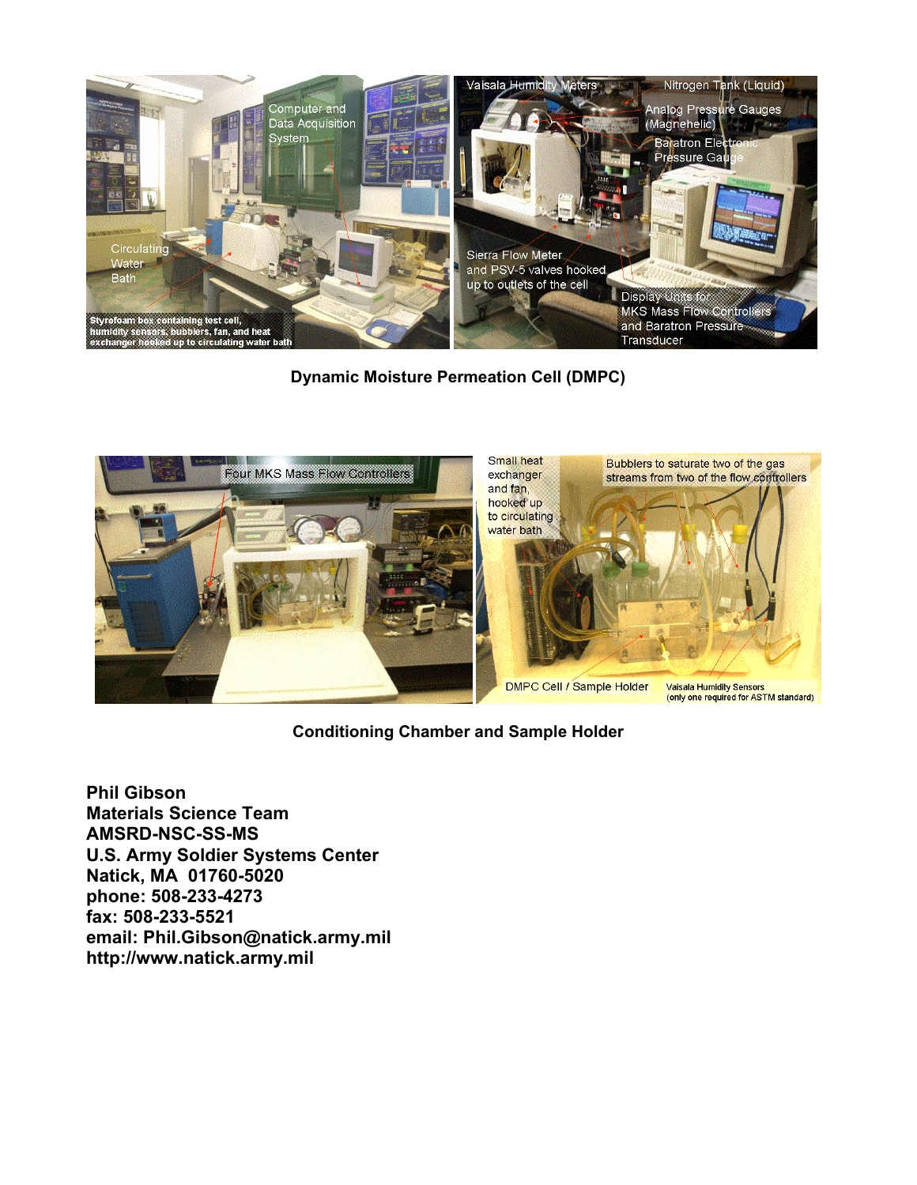Styrofoam box containing test cell, humidity sensors, bubblers, fan, and heat exchanger hooked up to circulating water bath

Circulating Water Bath

Computer and Data Acquisition System

Vaisala Humidity Meters

Nitrogen Tank (Liquid)

Analog Pressure Gauges (Magnehelic)

Baratron Electronic Pressure Gauge

Sierra Flow Meter and PSV-5 valves hooked up to outlets of the cell

Display Units for MKS Mass Flow Controllers and Baratron Pressure Transducer

**Dynamic Moisture Permeation Cell (DMPC)**

Four MKS Mass Flow Controllers

Small heat exchanger and fan, hooked up to circulating water bath

Bubblers to saturate two of the gas streams from two of the flow controllers

DMPC Cell / Sample Holder

Vaisala Humidity Sensors (only one required for ASTM standard)

**Conditioning Chamber and Sample Holder**

**Phil Gibson**
**Materials Science Team**
**AMSRD-NSC-SS-MS**
**U.S. Army Soldier Systems Center**
**Natick, MA 01760-5020**
**phone: 508-233-4273**
**fax: 508-233-5521**
**email: Phil.Gibson@natick.army.mil**
**http://www.natick.army.mil**